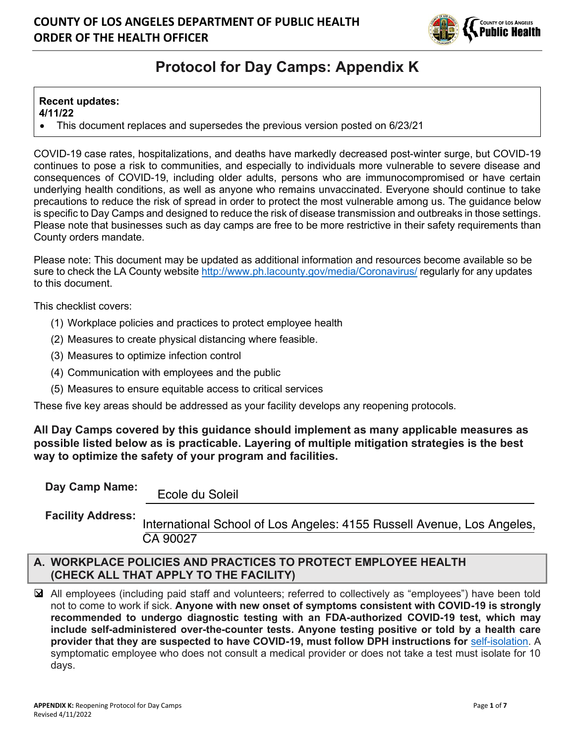**COUNTY OF LOS ANGELES DEPARTMENT OF PUBLIC HEALTH**
**ORDER OF THE HEALTH OFFICER**

# Protocol for Day Camps: Appendix K

**Recent updates:**
**4/11/22**

- This document replaces and supersedes the previous version posted on 6/23/21

COVID-19 case rates, hospitalizations, and deaths have markedly decreased post-winter surge, but COVID-19 continues to pose a risk to communities, and especially to individuals more vulnerable to severe disease and consequences of COVID-19, including older adults, persons who are immunocompromised or have certain underlying health conditions, as well as anyone who remains unvaccinated. Everyone should continue to take precautions to reduce the risk of spread in order to protect the most vulnerable among us. The guidance below is specific to Day Camps and designed to reduce the risk of disease transmission and outbreaks in those settings. Please note that businesses such as day camps are free to be more restrictive in their safety requirements than County orders mandate.

Please note: This document may be updated as additional information and resources become available so be sure to check the LA County website [http://www.ph.lacounty.gov/media/Coronavirus/](http://www.ph.lacounty.gov/media/Coronavirus/) regularly for any updates to this document.

This checklist covers:

(1) Workplace policies and practices to protect employee health
(2) Measures to create physical distancing where feasible.
(3) Measures to optimize infection control
(4) Communication with employees and the public
(5) Measures to ensure equitable access to critical services

These five key areas should be addressed as your facility develops any reopening protocols.

**All Day Camps covered by this guidance should implement as many applicable measures as possible listed below as is practicable. Layering of multiple mitigation strategies is the best way to optimize the safety of your program and facilities.**

**Day Camp Name:** Ecole du Soleil

**Facility Address:** International School of Los Angeles: 4155 Russell Avenue, Los Angeles, CA 90027

## A. WORKPLACE POLICIES AND PRACTICES TO PROTECT EMPLOYEE HEALTH (CHECK ALL THAT APPLY TO THE FACILITY)

- [x] All employees (including paid staff and volunteers; referred to collectively as "employees") have been told not to come to work if sick. **Anyone with new onset of symptoms consistent with COVID-19 is strongly recommended to undergo diagnostic testing with an FDA-authorized COVID-19 test, which may include self-administered over-the-counter tests. Anyone testing positive or told by a health care provider that they are suspected to have COVID-19, must follow DPH instructions for** self-isolation. A symptomatic employee who does not consult a medical provider or does not take a test must isolate for 10 days.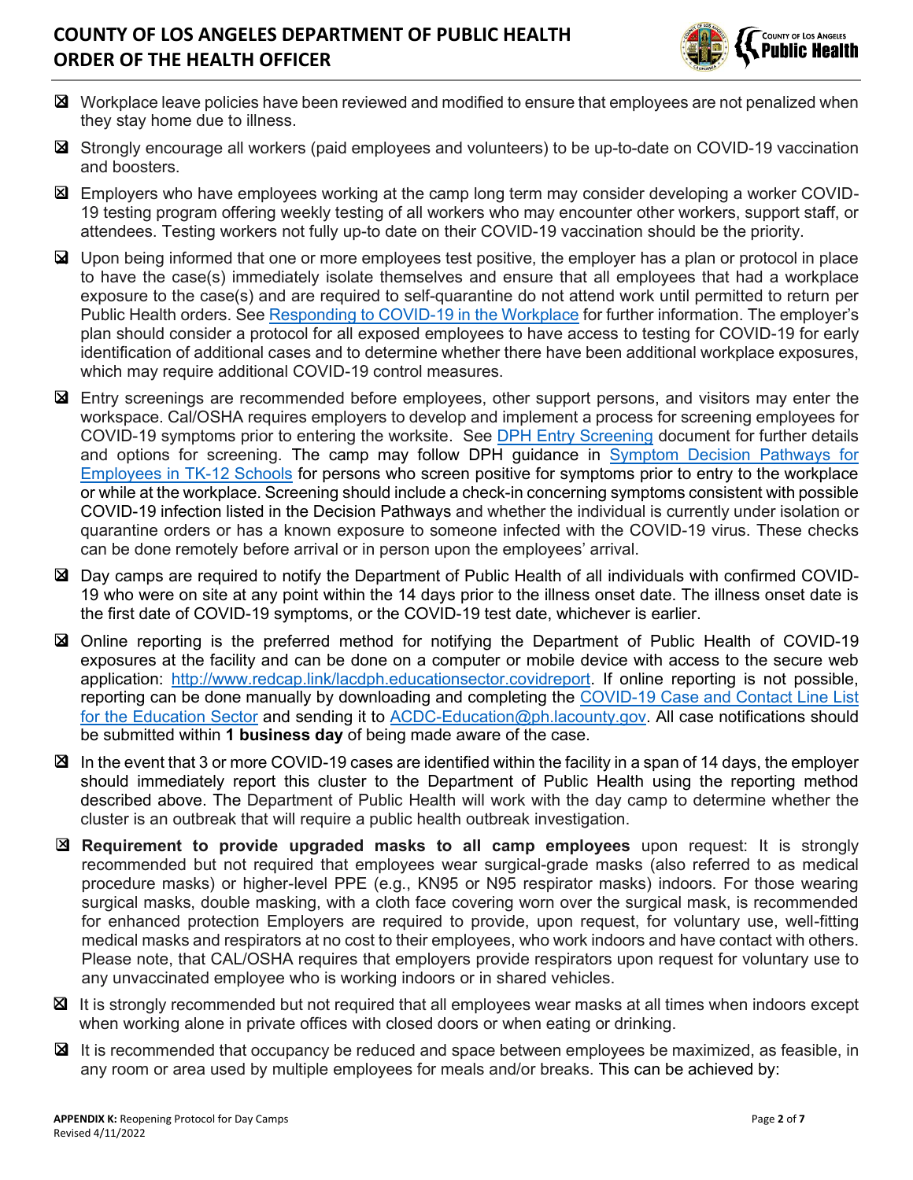- ☒ Workplace leave policies have been reviewed and modified to ensure that employees are not penalized when they stay home due to illness.
- ☒ Strongly encourage all workers (paid employees and volunteers) to be up-to-date on COVID-19 vaccination and boosters.
- ☒ Employers who have employees working at the camp long term may consider developing a worker COVID-19 testing program offering weekly testing of all workers who may encounter other workers, support staff, or attendees. Testing workers not fully up-to date on their COVID-19 vaccination should be the priority.
- ☒ Upon being informed that one or more employees test positive, the employer has a plan or protocol in place to have the case(s) immediately isolate themselves and ensure that all employees that had a workplace exposure to the case(s) and are required to self-quarantine do not attend work until permitted to return per Public Health orders. See Responding to COVID-19 in the Workplace for further information. The employer's plan should consider a protocol for all exposed employees to have access to testing for COVID-19 for early identification of additional cases and to determine whether there have been additional workplace exposures, which may require additional COVID-19 control measures.
- ☒ Entry screenings are recommended before employees, other support persons, and visitors may enter the workspace. Cal/OSHA requires employers to develop and implement a process for screening employees for COVID-19 symptoms prior to entering the worksite. See DPH Entry Screening document for further details and options for screening. The camp may follow DPH guidance in Symptom Decision Pathways for Employees in TK-12 Schools for persons who screen positive for symptoms prior to entry to the workplace or while at the workplace. Screening should include a check-in concerning symptoms consistent with possible COVID-19 infection listed in the Decision Pathways and whether the individual is currently under isolation or quarantine orders or has a known exposure to someone infected with the COVID-19 virus. These checks can be done remotely before arrival or in person upon the employees' arrival.
- ☒ Day camps are required to notify the Department of Public Health of all individuals with confirmed COVID-19 who were on site at any point within the 14 days prior to the illness onset date. The illness onset date is the first date of COVID-19 symptoms, or the COVID-19 test date, whichever is earlier.
- ☒ Online reporting is the preferred method for notifying the Department of Public Health of COVID-19 exposures at the facility and can be done on a computer or mobile device with access to the secure web application: http://www.redcap.link/lacdph.educationsector.covidreport. If online reporting is not possible, reporting can be done manually by downloading and completing the COVID-19 Case and Contact Line List for the Education Sector and sending it to ACDC-Education@ph.lacounty.gov. All case notifications should be submitted within **1 business day** of being made aware of the case.
- ☒ In the event that 3 or more COVID-19 cases are identified within the facility in a span of 14 days, the employer should immediately report this cluster to the Department of Public Health using the reporting method described above. The Department of Public Health will work with the day camp to determine whether the cluster is an outbreak that will require a public health outbreak investigation.
- ☒ **Requirement to provide upgraded masks to all camp employees** upon request: It is strongly recommended but not required that employees wear surgical-grade masks (also referred to as medical procedure masks) or higher-level PPE (e.g., KN95 or N95 respirator masks) indoors. For those wearing surgical masks, double masking, with a cloth face covering worn over the surgical mask, is recommended for enhanced protection Employers are required to provide, upon request, for voluntary use, well-fitting medical masks and respirators at no cost to their employees, who work indoors and have contact with others. Please note, that CAL/OSHA requires that employers provide respirators upon request for voluntary use to any unvaccinated employee who is working indoors or in shared vehicles.
- ☒ It is strongly recommended but not required that all employees wear masks at all times when indoors except when working alone in private offices with closed doors or when eating or drinking.
- ☒ It is recommended that occupancy be reduced and space between employees be maximized, as feasible, in any room or area used by multiple employees for meals and/or breaks. This can be achieved by: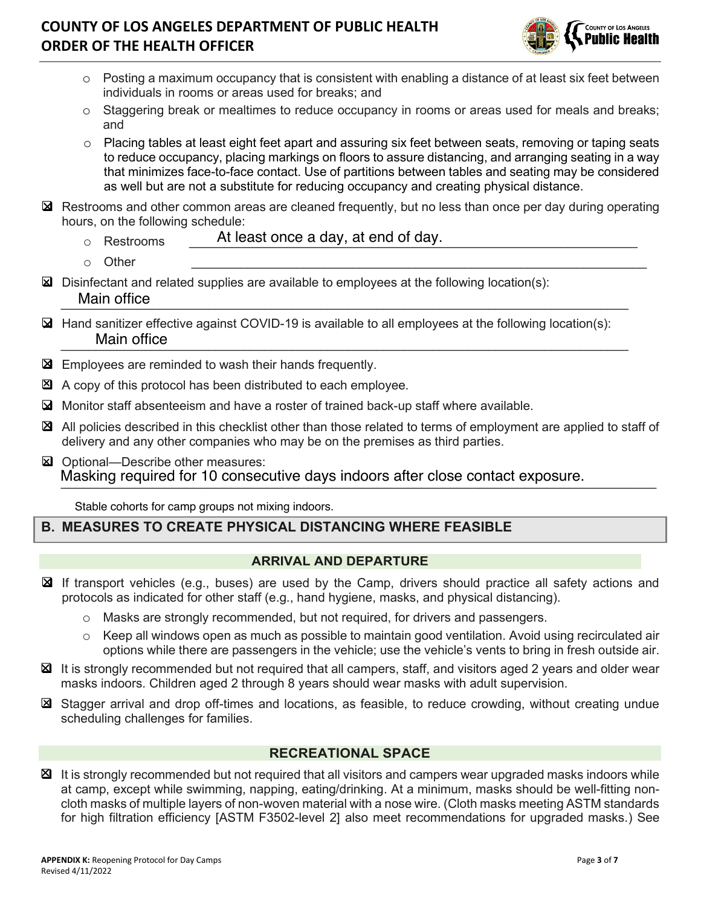- Posting a maximum occupancy that is consistent with enabling a distance of at least six feet between individuals in rooms or areas used for breaks; and
- Staggering break or mealtimes to reduce occupancy in rooms or areas used for meals and breaks; and
- Placing tables at least eight feet apart and assuring six feet between seats, removing or taping seats to reduce occupancy, placing markings on floors to assure distancing, and arranging seating in a way that minimizes face-to-face contact. Use of partitions between tables and seating may be considered as well but are not a substitute for reducing occupancy and creating physical distance.

☒ Restrooms and other common areas are cleaned frequently, but no less than once per day during operating hours, on the following schedule:

- Restrooms: At least once a day, at end of day.
- Other: ______

☒ Disinfectant and related supplies are available to employees at the following location(s):
Main office

☒ Hand sanitizer effective against COVID-19 is available to all employees at the following location(s):
Main office

☒ Employees are reminded to wash their hands frequently.

☒ A copy of this protocol has been distributed to each employee.

☒ Monitor staff absenteeism and have a roster of trained back-up staff where available.

☒ All policies described in this checklist other than those related to terms of employment are applied to staff of delivery and any other companies who may be on the premises as third parties.

☒ Optional—Describe other measures:
Masking required for 10 consecutive days indoors after close contact exposure.

Stable cohorts for camp groups not mixing indoors.

## B. MEASURES TO CREATE PHYSICAL DISTANCING WHERE FEASIBLE

### ARRIVAL AND DEPARTURE

☒ If transport vehicles (e.g., buses) are used by the Camp, drivers should practice all safety actions and protocols as indicated for other staff (e.g., hand hygiene, masks, and physical distancing).

- Masks are strongly recommended, but not required, for drivers and passengers.
- Keep all windows open as much as possible to maintain good ventilation. Avoid using recirculated air options while there are passengers in the vehicle; use the vehicle's vents to bring in fresh outside air.

☒ It is strongly recommended but not required that all campers, staff, and visitors aged 2 years and older wear masks indoors. Children aged 2 through 8 years should wear masks with adult supervision.

☒ Stagger arrival and drop off-times and locations, as feasible, to reduce crowding, without creating undue scheduling challenges for families.

### RECREATIONAL SPACE

☒ It is strongly recommended but not required that all visitors and campers wear upgraded masks indoors while at camp, except while swimming, napping, eating/drinking. At a minimum, masks should be well-fitting non-cloth masks of multiple layers of non-woven material with a nose wire. (Cloth masks meeting ASTM standards for high filtration efficiency [ASTM F3502-level 2] also meet recommendations for upgraded masks.) See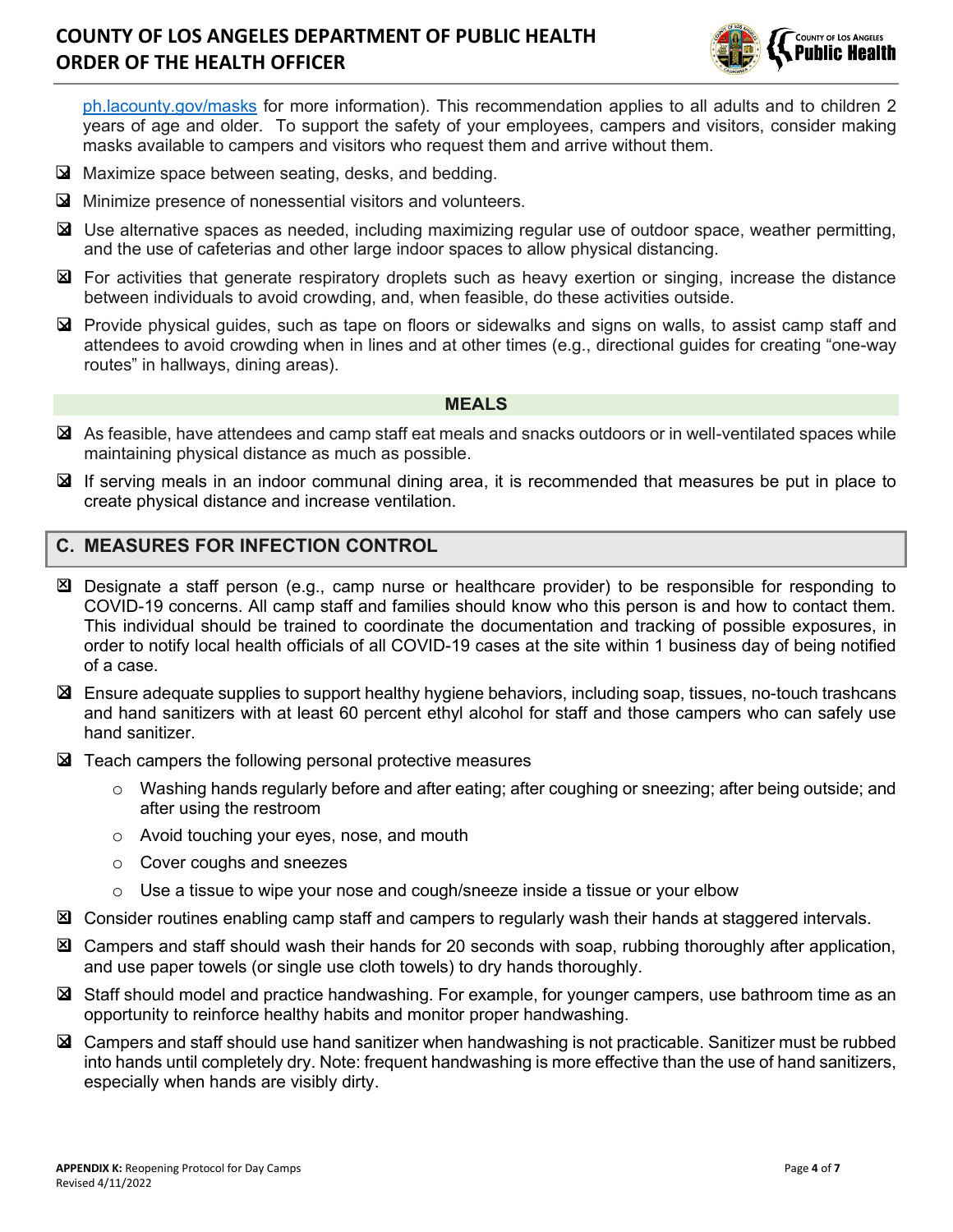ph.lacounty.gov/masks for more information). This recommendation applies to all adults and to children 2 years of age and older. To support the safety of your employees, campers and visitors, consider making masks available to campers and visitors who request them and arrive without them.

- ☒ Maximize space between seating, desks, and bedding.
- ☒ Minimize presence of nonessential visitors and volunteers.
- ☒ Use alternative spaces as needed, including maximizing regular use of outdoor space, weather permitting, and the use of cafeterias and other large indoor spaces to allow physical distancing.
- ☒ For activities that generate respiratory droplets such as heavy exertion or singing, increase the distance between individuals to avoid crowding, and, when feasible, do these activities outside.
- ☒ Provide physical guides, such as tape on floors or sidewalks and signs on walls, to assist camp staff and attendees to avoid crowding when in lines and at other times (e.g., directional guides for creating "one-way routes" in hallways, dining areas).

**MEALS**

- ☒ As feasible, have attendees and camp staff eat meals and snacks outdoors or in well-ventilated spaces while maintaining physical distance as much as possible.
- ☒ If serving meals in an indoor communal dining area, it is recommended that measures be put in place to create physical distance and increase ventilation.

## C. MEASURES FOR INFECTION CONTROL

- ☒ Designate a staff person (e.g., camp nurse or healthcare provider) to be responsible for responding to COVID-19 concerns. All camp staff and families should know who this person is and how to contact them. This individual should be trained to coordinate the documentation and tracking of possible exposures, in order to notify local health officials of all COVID-19 cases at the site within 1 business day of being notified of a case.
- ☒ Ensure adequate supplies to support healthy hygiene behaviors, including soap, tissues, no-touch trashcans and hand sanitizers with at least 60 percent ethyl alcohol for staff and those campers who can safely use hand sanitizer.
- ☒ Teach campers the following personal protective measures
  - Washing hands regularly before and after eating; after coughing or sneezing; after being outside; and after using the restroom
  - Avoid touching your eyes, nose, and mouth
  - Cover coughs and sneezes
  - Use a tissue to wipe your nose and cough/sneeze inside a tissue or your elbow
- ☒ Consider routines enabling camp staff and campers to regularly wash their hands at staggered intervals.
- ☒ Campers and staff should wash their hands for 20 seconds with soap, rubbing thoroughly after application, and use paper towels (or single use cloth towels) to dry hands thoroughly.
- ☒ Staff should model and practice handwashing. For example, for younger campers, use bathroom time as an opportunity to reinforce healthy habits and monitor proper handwashing.
- ☒ Campers and staff should use hand sanitizer when handwashing is not practicable. Sanitizer must be rubbed into hands until completely dry. Note: frequent handwashing is more effective than the use of hand sanitizers, especially when hands are visibly dirty.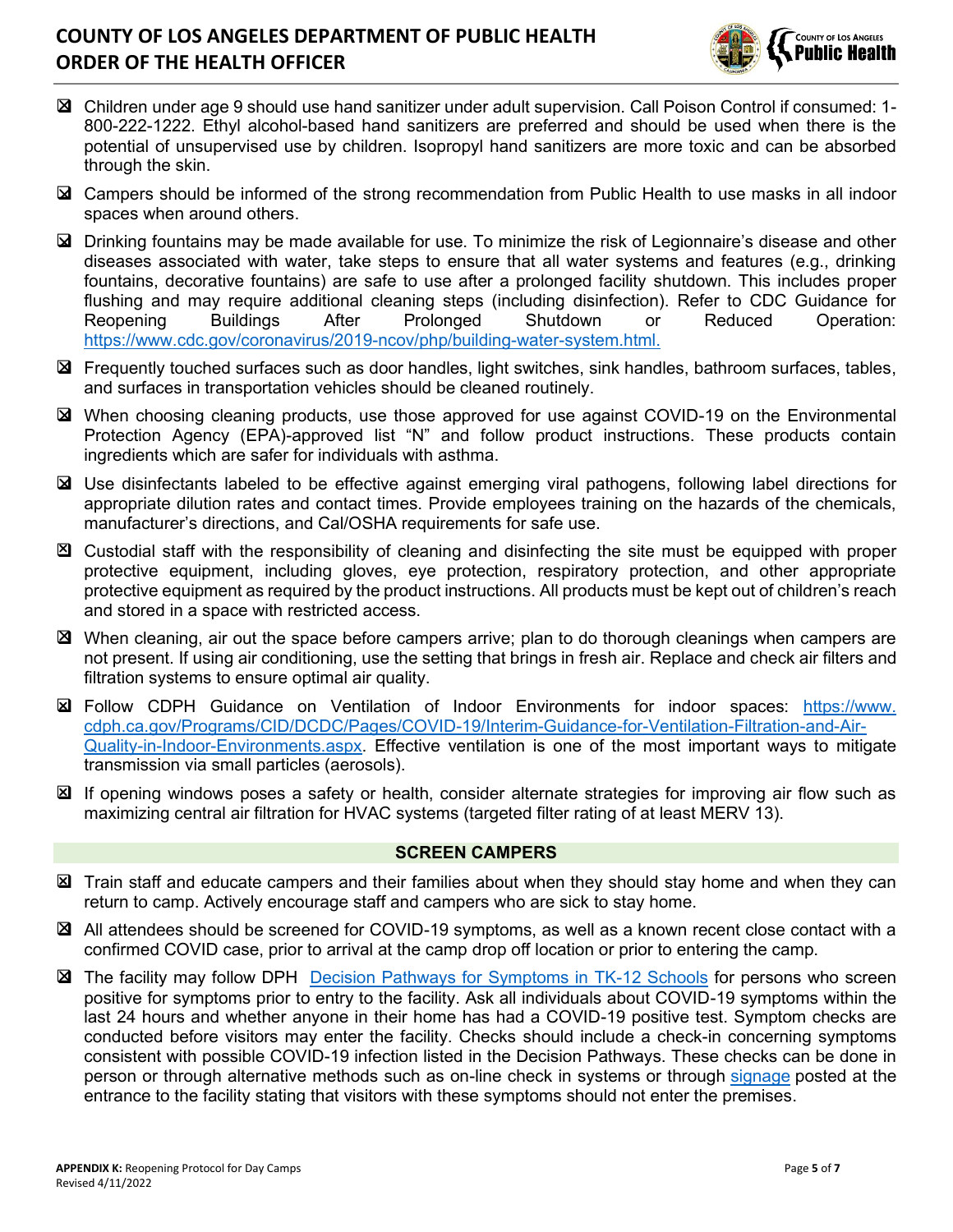- ☒ Children under age 9 should use hand sanitizer under adult supervision. Call Poison Control if consumed: 1-800-222-1222. Ethyl alcohol-based hand sanitizers are preferred and should be used when there is the potential of unsupervised use by children. Isopropyl hand sanitizers are more toxic and can be absorbed through the skin.
- ☒ Campers should be informed of the strong recommendation from Public Health to use masks in all indoor spaces when around others.
- ☒ Drinking fountains may be made available for use. To minimize the risk of Legionnaire's disease and other diseases associated with water, take steps to ensure that all water systems and features (e.g., drinking fountains, decorative fountains) are safe to use after a prolonged facility shutdown. This includes proper flushing and may require additional cleaning steps (including disinfection). Refer to CDC Guidance for Reopening Buildings After Prolonged Shutdown or Reduced Operation: [https://www.cdc.gov/coronavirus/2019-ncov/php/building-water-system.html.](https://www.cdc.gov/coronavirus/2019-ncov/php/building-water-system.html)
- ☒ Frequently touched surfaces such as door handles, light switches, sink handles, bathroom surfaces, tables, and surfaces in transportation vehicles should be cleaned routinely.
- ☒ When choosing cleaning products, use those approved for use against COVID-19 on the Environmental Protection Agency (EPA)-approved list "N" and follow product instructions. These products contain ingredients which are safer for individuals with asthma.
- ☒ Use disinfectants labeled to be effective against emerging viral pathogens, following label directions for appropriate dilution rates and contact times. Provide employees training on the hazards of the chemicals, manufacturer's directions, and Cal/OSHA requirements for safe use.
- ☒ Custodial staff with the responsibility of cleaning and disinfecting the site must be equipped with proper protective equipment, including gloves, eye protection, respiratory protection, and other appropriate protective equipment as required by the product instructions. All products must be kept out of children's reach and stored in a space with restricted access.
- ☒ When cleaning, air out the space before campers arrive; plan to do thorough cleanings when campers are not present. If using air conditioning, use the setting that brings in fresh air. Replace and check air filters and filtration systems to ensure optimal air quality.
- ☒ Follow CDPH Guidance on Ventilation of Indoor Environments for indoor spaces: [https://www.cdph.ca.gov/Programs/CID/DCDC/Pages/COVID-19/Interim-Guidance-for-Ventilation-Filtration-and-Air-Quality-in-Indoor-Environments.aspx](https://www.cdph.ca.gov/Programs/CID/DCDC/Pages/COVID-19/Interim-Guidance-for-Ventilation-Filtration-and-Air-Quality-in-Indoor-Environments.aspx). Effective ventilation is one of the most important ways to mitigate transmission via small particles (aerosols).
- ☒ If opening windows poses a safety or health, consider alternate strategies for improving air flow such as maximizing central air filtration for HVAC systems (targeted filter rating of at least MERV 13).

## SCREEN CAMPERS

- ☒ Train staff and educate campers and their families about when they should stay home and when they can return to camp. Actively encourage staff and campers who are sick to stay home.
- ☒ All attendees should be screened for COVID-19 symptoms, as well as a known recent close contact with a confirmed COVID case, prior to arrival at the camp drop off location or prior to entering the camp.
- ☒ The facility may follow DPH Decision Pathways for Symptoms in TK-12 Schools for persons who screen positive for symptoms prior to entry to the facility. Ask all individuals about COVID-19 symptoms within the last 24 hours and whether anyone in their home has had a COVID-19 positive test. Symptom checks are conducted before visitors may enter the facility. Checks should include a check-in concerning symptoms consistent with possible COVID-19 infection listed in the Decision Pathways. These checks can be done in person or through alternative methods such as on-line check in systems or through signage posted at the entrance to the facility stating that visitors with these symptoms should not enter the premises.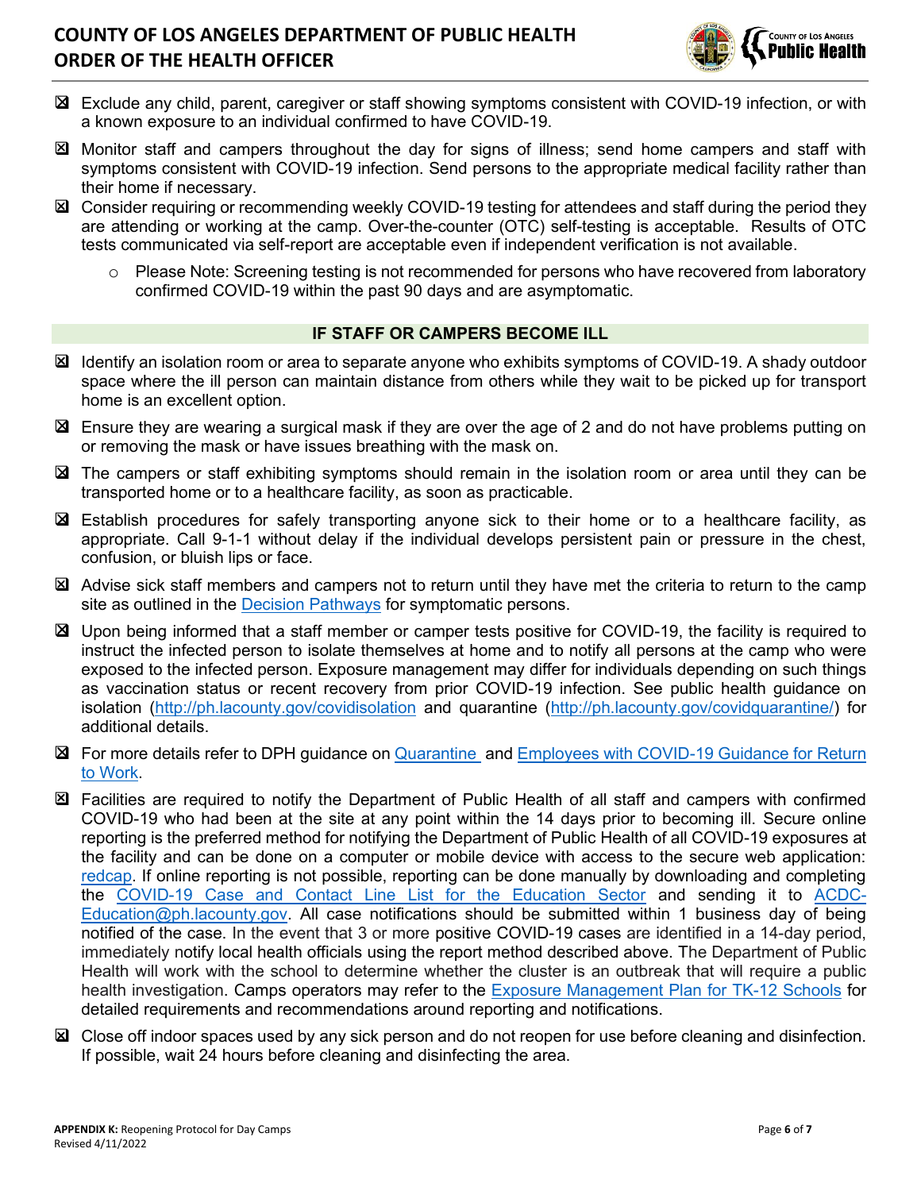- ☒ Exclude any child, parent, caregiver or staff showing symptoms consistent with COVID-19 infection, or with a known exposure to an individual confirmed to have COVID-19.
- ☒ Monitor staff and campers throughout the day for signs of illness; send home campers and staff with symptoms consistent with COVID-19 infection. Send persons to the appropriate medical facility rather than their home if necessary.
- ☒ Consider requiring or recommending weekly COVID-19 testing for attendees and staff during the period they are attending or working at the camp. Over-the-counter (OTC) self-testing is acceptable. Results of OTC tests communicated via self-report are acceptable even if independent verification is not available.
  - Please Note: Screening testing is not recommended for persons who have recovered from laboratory confirmed COVID-19 within the past 90 days and are asymptomatic.

## IF STAFF OR CAMPERS BECOME ILL

- ☒ Identify an isolation room or area to separate anyone who exhibits symptoms of COVID-19. A shady outdoor space where the ill person can maintain distance from others while they wait to be picked up for transport home is an excellent option.
- ☒ Ensure they are wearing a surgical mask if they are over the age of 2 and do not have problems putting on or removing the mask or have issues breathing with the mask on.
- ☒ The campers or staff exhibiting symptoms should remain in the isolation room or area until they can be transported home or to a healthcare facility, as soon as practicable.
- ☒ Establish procedures for safely transporting anyone sick to their home or to a healthcare facility, as appropriate. Call 9-1-1 without delay if the individual develops persistent pain or pressure in the chest, confusion, or bluish lips or face.
- ☒ Advise sick staff members and campers not to return until they have met the criteria to return to the camp site as outlined in the Decision Pathways for symptomatic persons.
- ☒ Upon being informed that a staff member or camper tests positive for COVID-19, the facility is required to instruct the infected person to isolate themselves at home and to notify all persons at the camp who were exposed to the infected person. Exposure management may differ for individuals depending on such things as vaccination status or recent recovery from prior COVID-19 infection. See public health guidance on isolation (http://ph.lacounty.gov/covidisolation) and quarantine (http://ph.lacounty.gov/covidquarantine/) for additional details.
- ☒ For more details refer to DPH guidance on Quarantine and Employees with COVID-19 Guidance for Return to Work.
- ☒ Facilities are required to notify the Department of Public Health of all staff and campers with confirmed COVID-19 who had been at the site at any point within the 14 days prior to becoming ill. Secure online reporting is the preferred method for notifying the Department of Public Health of all COVID-19 exposures at the facility and can be done on a computer or mobile device with access to the secure web application: redcap. If online reporting is not possible, reporting can be done manually by downloading and completing the COVID-19 Case and Contact Line List for the Education Sector and sending it to ACDC-Education@ph.lacounty.gov. All case notifications should be submitted within 1 business day of being notified of the case. In the event that 3 or more positive COVID-19 cases are identified in a 14-day period, immediately notify local health officials using the report method described above. The Department of Public Health will work with the school to determine whether the cluster is an outbreak that will require a public health investigation. Camps operators may refer to the Exposure Management Plan for TK-12 Schools for detailed requirements and recommendations around reporting and notifications.
- ☒ Close off indoor spaces used by any sick person and do not reopen for use before cleaning and disinfection. If possible, wait 24 hours before cleaning and disinfecting the area.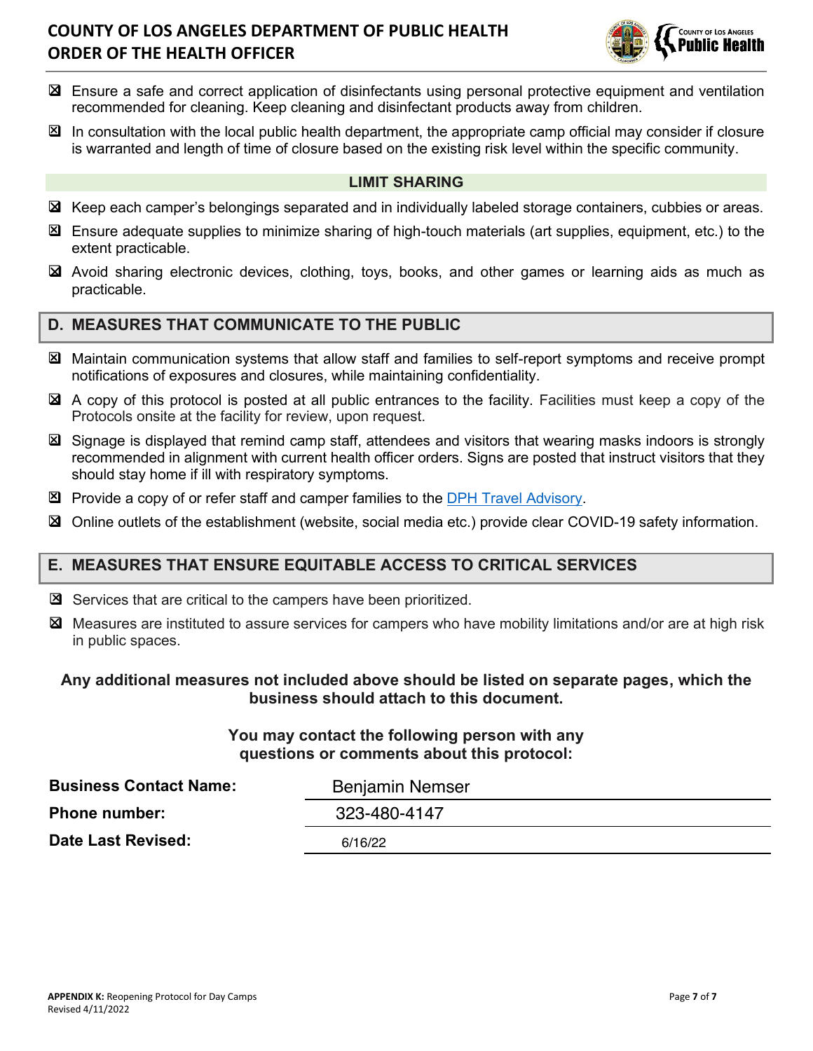- ☒ Ensure a safe and correct application of disinfectants using personal protective equipment and ventilation recommended for cleaning. Keep cleaning and disinfectant products away from children.
- ☒ In consultation with the local public health department, the appropriate camp official may consider if closure is warranted and length of time of closure based on the existing risk level within the specific community.

**LIMIT SHARING**

- ☒ Keep each camper's belongings separated and in individually labeled storage containers, cubbies or areas.
- ☒ Ensure adequate supplies to minimize sharing of high-touch materials (art supplies, equipment, etc.) to the extent practicable.
- ☒ Avoid sharing electronic devices, clothing, toys, books, and other games or learning aids as much as practicable.

## D. MEASURES THAT COMMUNICATE TO THE PUBLIC

- ☒ Maintain communication systems that allow staff and families to self-report symptoms and receive prompt notifications of exposures and closures, while maintaining confidentiality.
- ☒ A copy of this protocol is posted at all public entrances to the facility. Facilities must keep a copy of the Protocols onsite at the facility for review, upon request.
- ☒ Signage is displayed that remind camp staff, attendees and visitors that wearing masks indoors is strongly recommended in alignment with current health officer orders. Signs are posted that instruct visitors that they should stay home if ill with respiratory symptoms.
- ☒ Provide a copy of or refer staff and camper families to the DPH Travel Advisory.
- ☒ Online outlets of the establishment (website, social media etc.) provide clear COVID-19 safety information.

## E. MEASURES THAT ENSURE EQUITABLE ACCESS TO CRITICAL SERVICES

- ☒ Services that are critical to the campers have been prioritized.
- ☒ Measures are instituted to assure services for campers who have mobility limitations and/or are at high risk in public spaces.

**Any additional measures not included above should be listed on separate pages, which the business should attach to this document.**

**You may contact the following person with any questions or comments about this protocol:**

| | |
|---|---|
| **Business Contact Name:** | Benjamin Nemser |
| **Phone number:** | 323-480-4147 |
| **Date Last Revised:** | 6/16/22 |